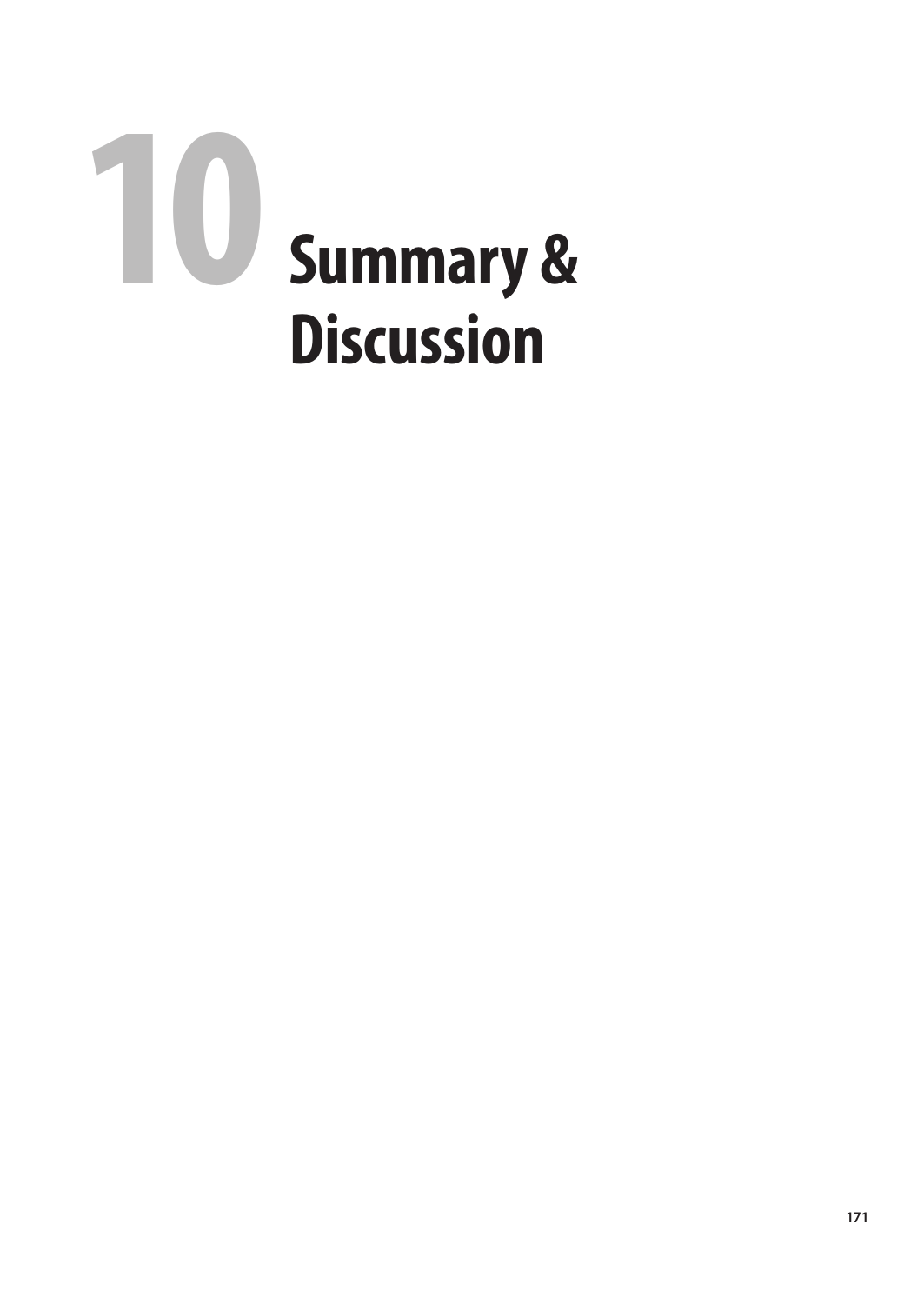# 10 Summary & Discussion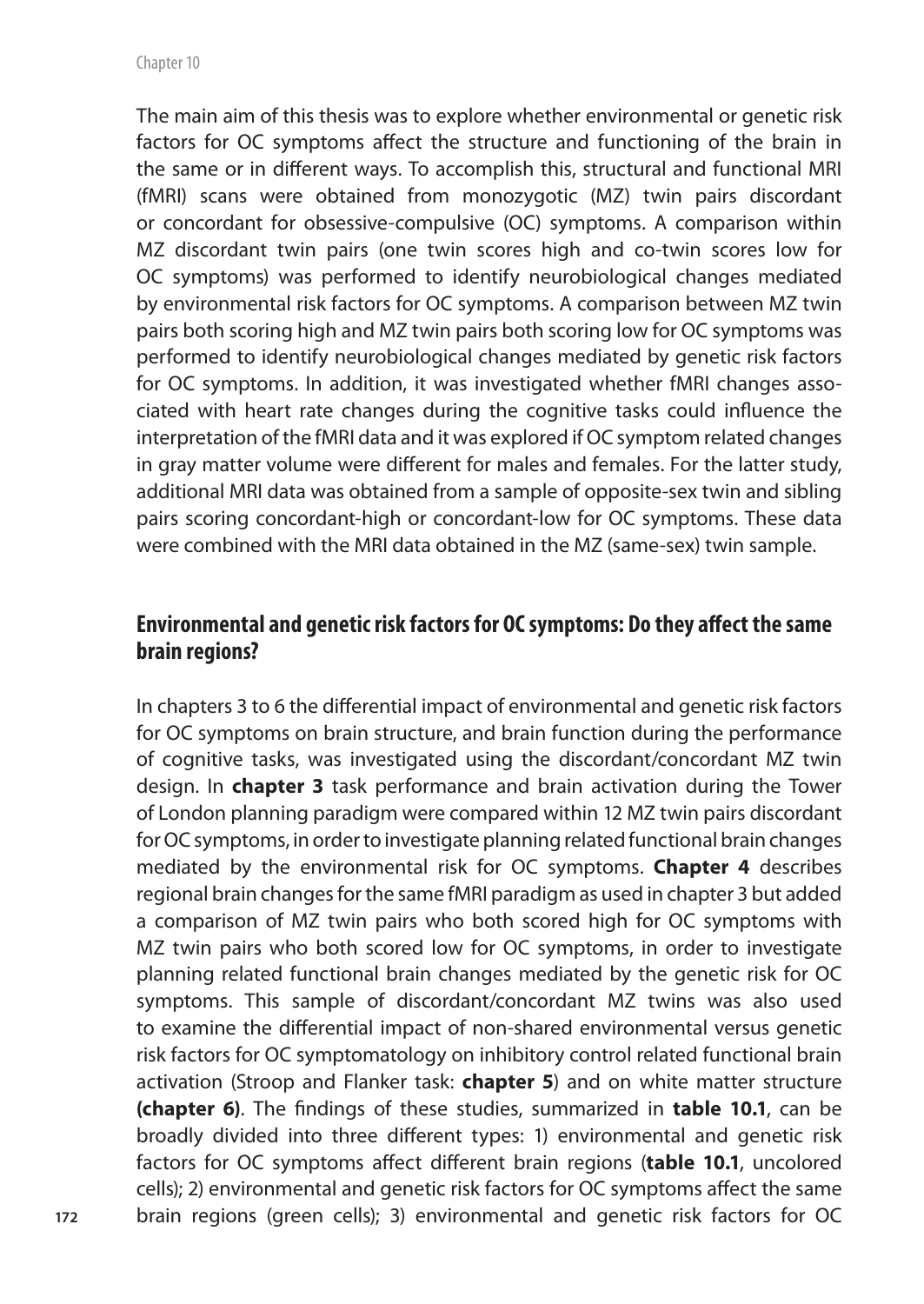The main aim of this thesis was to explore whether environmental or genetic risk factors for OC symptoms affect the structure and functioning of the brain in the same or in different ways. To accomplish this, structural and functional MRI (fMRI) scans were obtained from monozygotic (MZ) twin pairs discordant or concordant for obsessive-compulsive (OC) symptoms. A comparison within MZ discordant twin pairs (one twin scores high and co-twin scores low for OC symptoms) was performed to identify neurobiological changes mediated by environmental risk factors for OC symptoms. A comparison between MZ twin pairs both scoring high and MZ twin pairs both scoring low for OC symptoms was performed to identify neurobiological changes mediated by genetic risk factors for OC symptoms. In addition, it was investigated whether fMRI changes associated with heart rate changes during the cognitive tasks could influence the interpretation of the fMRI data and it was explored if OC symptom related changes in gray matter volume were different for males and females. For the latter study, additional MRI data was obtained from a sample of opposite-sex twin and sibling pairs scoring concordant-high or concordant-low for OC symptoms. These data were combined with the MRI data obtained in the MZ (same-sex) twin sample.

## Environmental and genetic risk factors for OC symptoms: Do they affect the same brain regions?

In chapters 3 to 6 the differential impact of environmental and genetic risk factors for OC symptoms on brain structure, and brain function during the performance of cognitive tasks, was investigated using the discordant/concordant MZ twin design. In **chapter 3** task performance and brain activation during the Tower of London planning paradigm were compared within 12 MZ twin pairs discordant for OC symptoms, in order to investigate planning related functional brain changes mediated by the environmental risk for OC symptoms. **Chapter 4** describes regional brain changes for the same fMRI paradigm as used in chapter 3 but added a comparison of MZ twin pairs who both scored high for OC symptoms with MZ twin pairs who both scored low for OC symptoms, in order to investigate planning related functional brain changes mediated by the genetic risk for OC symptoms. This sample of discordant/concordant MZ twins was also used to examine the differential impact of non-shared environmental versus genetic risk factors for OC symptomatology on inhibitory control related functional brain activation (Stroop and Flanker task: **chapter 5**) and on white matter structure **(chapter 6)**. The findings of these studies, summarized in **table 10.1**, can be broadly divided into three different types: 1) environmental and genetic risk factors for OC symptoms affect different brain regions (**table 10.1**, uncolored cells); 2) environmental and genetic risk factors for OC symptoms affect the same brain regions (green cells); 3) environmental and genetic risk factors for OC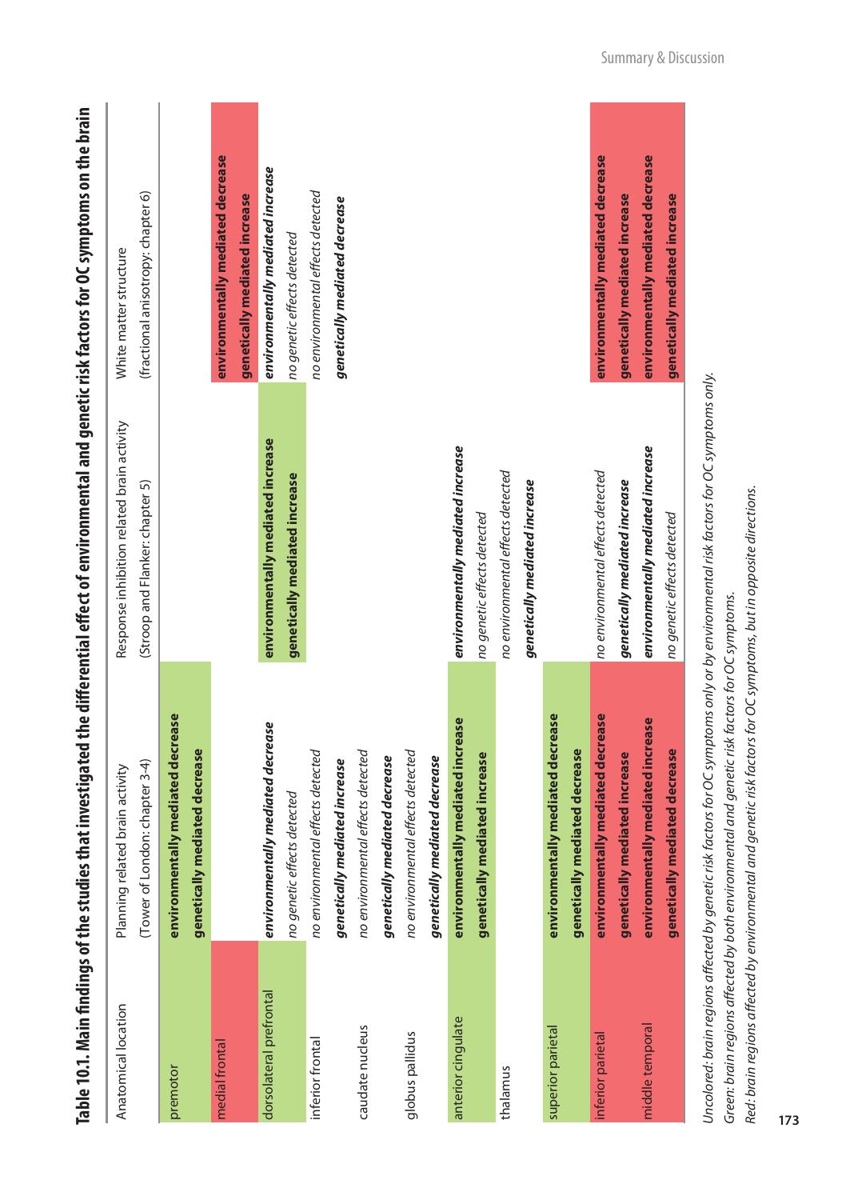## Table 10.1. Main findings of the studies that investigated the differential effect of environmental and genetic risk factors for OC symptoms on the brain

| Anatomical location | Planning related brain activity (Tower of London: chapter 3-4) | Response inhibition related brain activity (Stroop and Flanker: chapter 5) | White matter structure (fractional anisotropy: chapter 6) |
|---|---|---|---|
| premotor | **environmentally mediated decrease**<br>**genetically mediated decrease** | | |
| medial frontal | | | **environmentally mediated decrease**<br>**genetically mediated increase** |
| dorsolateral prefrontal | *environmentally mediated decrease*<br>*no genetic effects detected* | **environmentally mediated increase**<br>**genetically mediated increase** | *environmentally mediated increase*<br>*no genetic effects detected* |
| inferior frontal | *no environmental effects detected*<br>*genetically mediated increase* | | *no environmental effects detected*<br>*genetically mediated decrease* |
| caudate nucleus | *no environmental effects detected*<br>*genetically mediated decrease* | | |
| globus pallidus | *no environmental effects detected*<br>*genetically mediated decrease* | | |
| anterior cingulate | **environmentally mediated increase**<br>**genetically mediated increase** | *environmentally mediated increase*<br>*no genetic effects detected* | |
| thalamus | | *no environmental effects detected*<br>*genetically mediated increase* | |
| superior parietal | **environmentally mediated decrease**<br>**genetically mediated decrease** | | |
| inferior parietal | **environmentally mediated decrease**<br>**genetically mediated increase** | *no environmental effects detected*<br>*genetically mediated increase* | **environmentally mediated decrease**<br>**genetically mediated increase** |
| middle temporal | **environmentally mediated increase**<br>**genetically mediated decrease** | *environmentally mediated increase*<br>*no genetic effects detected* | **environmentally mediated decrease**<br>**genetically mediated increase** |

*Uncolored: brain regions affected by genetic risk factors for OC symptoms only or by environmental risk factors for OC symptoms only.*
*Green: brain regions affected by both environmental and genetic risk factors for OC symptoms.*
*Red: brain regions affected by environmental and genetic risk factors for OC symptoms, but in opposite directions.*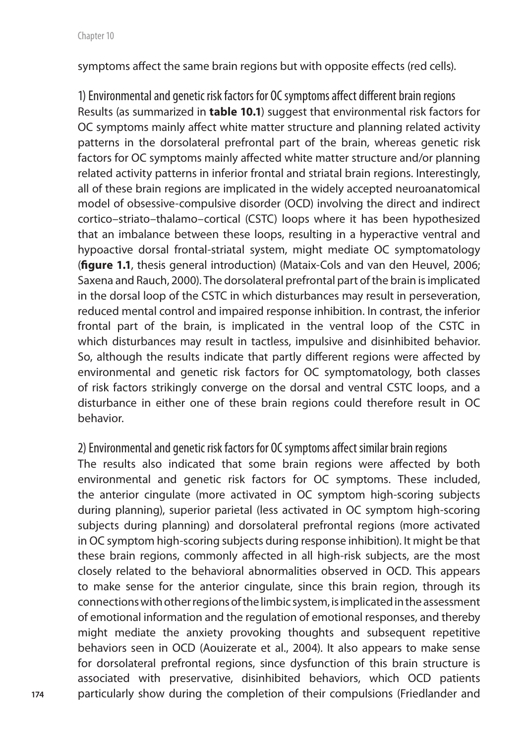symptoms affect the same brain regions but with opposite effects (red cells).

### 1) Environmental and genetic risk factors for OC symptoms affect different brain regions

Results (as summarized in **table 10.1**) suggest that environmental risk factors for OC symptoms mainly affect white matter structure and planning related activity patterns in the dorsolateral prefrontal part of the brain, whereas genetic risk factors for OC symptoms mainly affected white matter structure and/or planning related activity patterns in inferior frontal and striatal brain regions. Interestingly, all of these brain regions are implicated in the widely accepted neuroanatomical model of obsessive-compulsive disorder (OCD) involving the direct and indirect cortico–striato–thalamo–cortical (CSTC) loops where it has been hypothesized that an imbalance between these loops, resulting in a hyperactive ventral and hypoactive dorsal frontal-striatal system, might mediate OC symptomatology (**figure 1.1**, thesis general introduction) (Mataix-Cols and van den Heuvel, 2006; Saxena and Rauch, 2000). The dorsolateral prefrontal part of the brain is implicated in the dorsal loop of the CSTC in which disturbances may result in perseveration, reduced mental control and impaired response inhibition. In contrast, the inferior frontal part of the brain, is implicated in the ventral loop of the CSTC in which disturbances may result in tactless, impulsive and disinhibited behavior. So, although the results indicate that partly different regions were affected by environmental and genetic risk factors for OC symptomatology, both classes of risk factors strikingly converge on the dorsal and ventral CSTC loops, and a disturbance in either one of these brain regions could therefore result in OC behavior.

### 2) Environmental and genetic risk factors for OC symptoms affect similar brain regions

The results also indicated that some brain regions were affected by both environmental and genetic risk factors for OC symptoms. These included, the anterior cingulate (more activated in OC symptom high-scoring subjects during planning), superior parietal (less activated in OC symptom high-scoring subjects during planning) and dorsolateral prefrontal regions (more activated in OC symptom high-scoring subjects during response inhibition). It might be that these brain regions, commonly affected in all high-risk subjects, are the most closely related to the behavioral abnormalities observed in OCD. This appears to make sense for the anterior cingulate, since this brain region, through its connections with other regions of the limbic system, is implicated in the assessment of emotional information and the regulation of emotional responses, and thereby might mediate the anxiety provoking thoughts and subsequent repetitive behaviors seen in OCD (Aouizerate et al., 2004). It also appears to make sense for dorsolateral prefrontal regions, since dysfunction of this brain structure is associated with preservative, disinhibited behaviors, which OCD patients particularly show during the completion of their compulsions (Friedlander and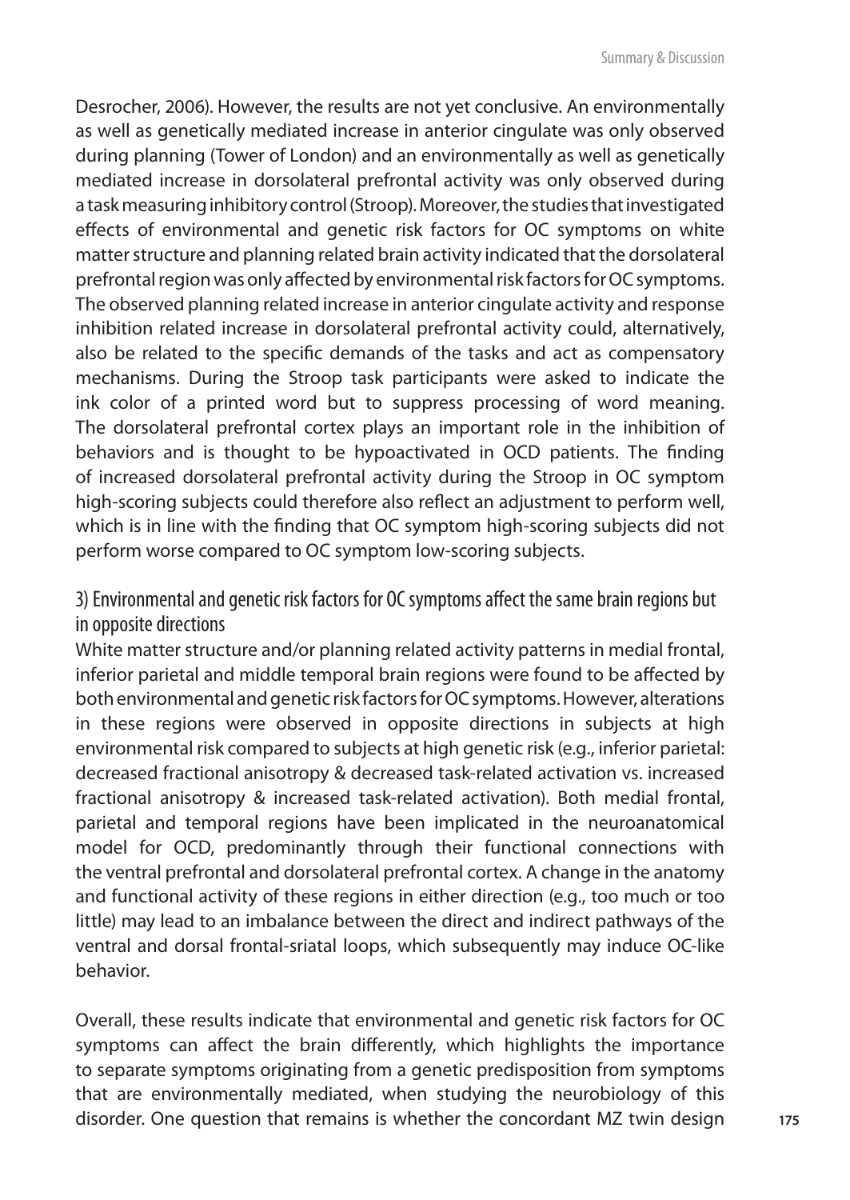Desrocher, 2006). However, the results are not yet conclusive. An environmentally as well as genetically mediated increase in anterior cingulate was only observed during planning (Tower of London) and an environmentally as well as genetically mediated increase in dorsolateral prefrontal activity was only observed during a task measuring inhibitory control (Stroop). Moreover, the studies that investigated effects of environmental and genetic risk factors for OC symptoms on white matter structure and planning related brain activity indicated that the dorsolateral prefrontal region was only affected by environmental risk factors for OC symptoms. The observed planning related increase in anterior cingulate activity and response inhibition related increase in dorsolateral prefrontal activity could, alternatively, also be related to the specific demands of the tasks and act as compensatory mechanisms. During the Stroop task participants were asked to indicate the ink color of a printed word but to suppress processing of word meaning. The dorsolateral prefrontal cortex plays an important role in the inhibition of behaviors and is thought to be hypoactivated in OCD patients. The finding of increased dorsolateral prefrontal activity during the Stroop in OC symptom high-scoring subjects could therefore also reflect an adjustment to perform well, which is in line with the finding that OC symptom high-scoring subjects did not perform worse compared to OC symptom low-scoring subjects.

### 3) Environmental and genetic risk factors for OC symptoms affect the same brain regions but in opposite directions

White matter structure and/or planning related activity patterns in medial frontal, inferior parietal and middle temporal brain regions were found to be affected by both environmental and genetic risk factors for OC symptoms. However, alterations in these regions were observed in opposite directions in subjects at high environmental risk compared to subjects at high genetic risk (e.g., inferior parietal: decreased fractional anisotropy & decreased task-related activation vs. increased fractional anisotropy & increased task-related activation). Both medial frontal, parietal and temporal regions have been implicated in the neuroanatomical model for OCD, predominantly through their functional connections with the ventral prefrontal and dorsolateral prefrontal cortex. A change in the anatomy and functional activity of these regions in either direction (e.g., too much or too little) may lead to an imbalance between the direct and indirect pathways of the ventral and dorsal frontal-sriatal loops, which subsequently may induce OC-like behavior.

Overall, these results indicate that environmental and genetic risk factors for OC symptoms can affect the brain differently, which highlights the importance to separate symptoms originating from a genetic predisposition from symptoms that are environmentally mediated, when studying the neurobiology of this disorder. One question that remains is whether the concordant MZ twin design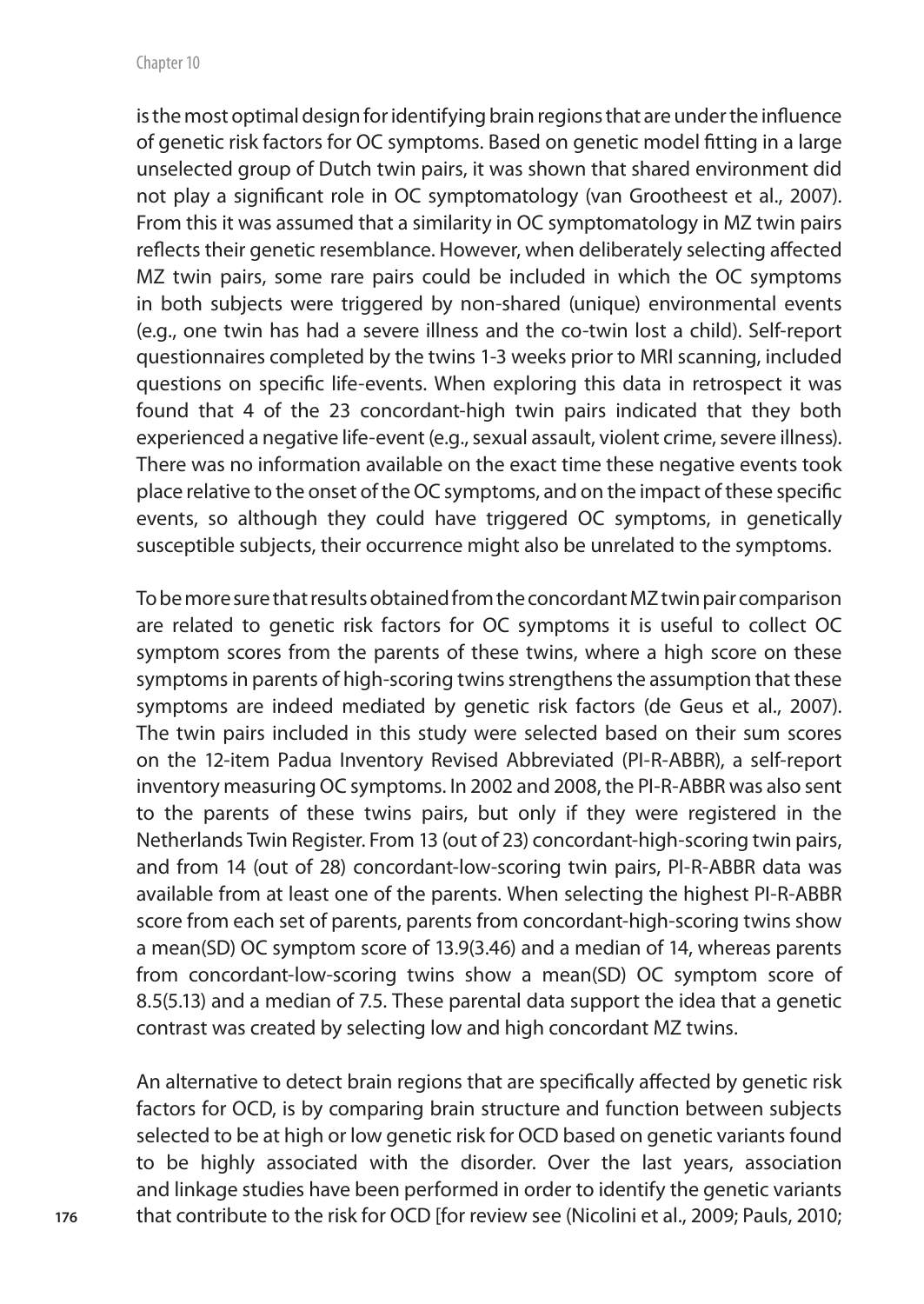is the most optimal design for identifying brain regions that are under the influence of genetic risk factors for OC symptoms. Based on genetic model fitting in a large unselected group of Dutch twin pairs, it was shown that shared environment did not play a significant role in OC symptomatology (van Grootheest et al., 2007). From this it was assumed that a similarity in OC symptomatology in MZ twin pairs reflects their genetic resemblance. However, when deliberately selecting affected MZ twin pairs, some rare pairs could be included in which the OC symptoms in both subjects were triggered by non-shared (unique) environmental events (e.g., one twin has had a severe illness and the co-twin lost a child). Self-report questionnaires completed by the twins 1-3 weeks prior to MRI scanning, included questions on specific life-events. When exploring this data in retrospect it was found that 4 of the 23 concordant-high twin pairs indicated that they both experienced a negative life-event (e.g., sexual assault, violent crime, severe illness). There was no information available on the exact time these negative events took place relative to the onset of the OC symptoms, and on the impact of these specific events, so although they could have triggered OC symptoms, in genetically susceptible subjects, their occurrence might also be unrelated to the symptoms.

To be more sure that results obtained from the concordant MZ twin pair comparison are related to genetic risk factors for OC symptoms it is useful to collect OC symptom scores from the parents of these twins, where a high score on these symptoms in parents of high-scoring twins strengthens the assumption that these symptoms are indeed mediated by genetic risk factors (de Geus et al., 2007). The twin pairs included in this study were selected based on their sum scores on the 12-item Padua Inventory Revised Abbreviated (PI-R-ABBR), a self-report inventory measuring OC symptoms. In 2002 and 2008, the PI-R-ABBR was also sent to the parents of these twins pairs, but only if they were registered in the Netherlands Twin Register. From 13 (out of 23) concordant-high-scoring twin pairs, and from 14 (out of 28) concordant-low-scoring twin pairs, PI-R-ABBR data was available from at least one of the parents. When selecting the highest PI-R-ABBR score from each set of parents, parents from concordant-high-scoring twins show a mean(SD) OC symptom score of 13.9(3.46) and a median of 14, whereas parents from concordant-low-scoring twins show a mean(SD) OC symptom score of 8.5(5.13) and a median of 7.5. These parental data support the idea that a genetic contrast was created by selecting low and high concordant MZ twins.

An alternative to detect brain regions that are specifically affected by genetic risk factors for OCD, is by comparing brain structure and function between subjects selected to be at high or low genetic risk for OCD based on genetic variants found to be highly associated with the disorder. Over the last years, association and linkage studies have been performed in order to identify the genetic variants that contribute to the risk for OCD [for review see (Nicolini et al., 2009; Pauls, 2010;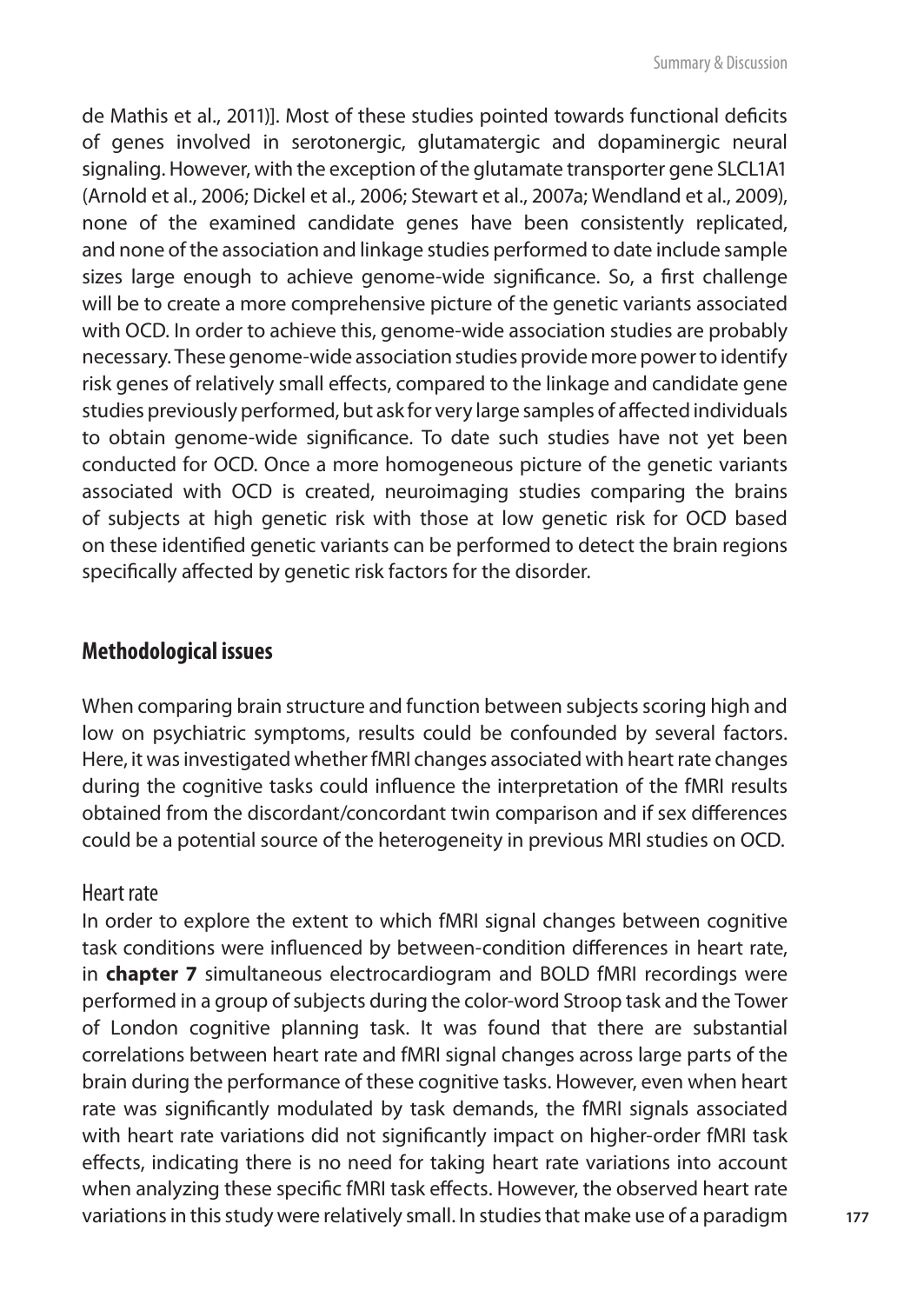de Mathis et al., 2011)]. Most of these studies pointed towards functional deficits of genes involved in serotonergic, glutamatergic and dopaminergic neural signaling. However, with the exception of the glutamate transporter gene SLCL1A1 (Arnold et al., 2006; Dickel et al., 2006; Stewart et al., 2007a; Wendland et al., 2009), none of the examined candidate genes have been consistently replicated, and none of the association and linkage studies performed to date include sample sizes large enough to achieve genome-wide significance. So, a first challenge will be to create a more comprehensive picture of the genetic variants associated with OCD. In order to achieve this, genome-wide association studies are probably necessary. These genome-wide association studies provide more power to identify risk genes of relatively small effects, compared to the linkage and candidate gene studies previously performed, but ask for very large samples of affected individuals to obtain genome-wide significance. To date such studies have not yet been conducted for OCD. Once a more homogeneous picture of the genetic variants associated with OCD is created, neuroimaging studies comparing the brains of subjects at high genetic risk with those at low genetic risk for OCD based on these identified genetic variants can be performed to detect the brain regions specifically affected by genetic risk factors for the disorder.

## Methodological issues

When comparing brain structure and function between subjects scoring high and low on psychiatric symptoms, results could be confounded by several factors. Here, it was investigated whether fMRI changes associated with heart rate changes during the cognitive tasks could influence the interpretation of the fMRI results obtained from the discordant/concordant twin comparison and if sex differences could be a potential source of the heterogeneity in previous MRI studies on OCD.

### Heart rate

In order to explore the extent to which fMRI signal changes between cognitive task conditions were influenced by between-condition differences in heart rate, in **chapter 7** simultaneous electrocardiogram and BOLD fMRI recordings were performed in a group of subjects during the color-word Stroop task and the Tower of London cognitive planning task. It was found that there are substantial correlations between heart rate and fMRI signal changes across large parts of the brain during the performance of these cognitive tasks. However, even when heart rate was significantly modulated by task demands, the fMRI signals associated with heart rate variations did not significantly impact on higher-order fMRI task effects, indicating there is no need for taking heart rate variations into account when analyzing these specific fMRI task effects. However, the observed heart rate variations in this study were relatively small. In studies that make use of a paradigm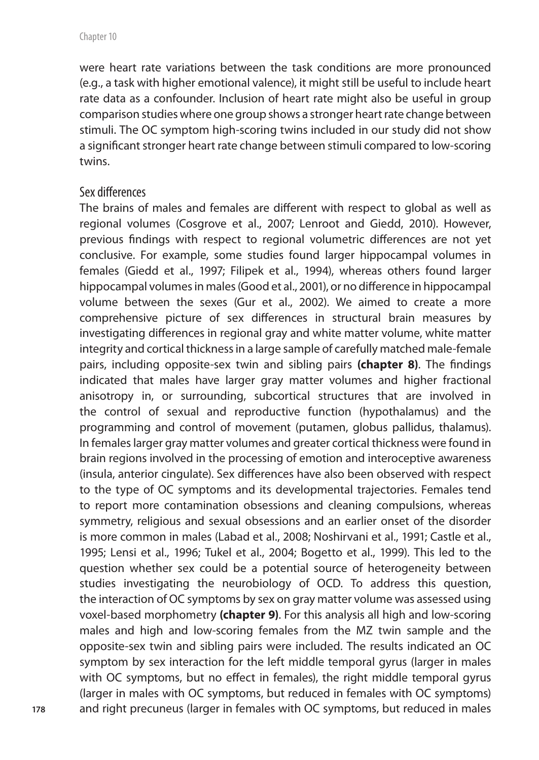were heart rate variations between the task conditions are more pronounced (e.g., a task with higher emotional valence), it might still be useful to include heart rate data as a confounder. Inclusion of heart rate might also be useful in group comparison studies where one group shows a stronger heart rate change between stimuli. The OC symptom high-scoring twins included in our study did not show a significant stronger heart rate change between stimuli compared to low-scoring twins.

## Sex differences

The brains of males and females are different with respect to global as well as regional volumes (Cosgrove et al., 2007; Lenroot and Giedd, 2010). However, previous findings with respect to regional volumetric differences are not yet conclusive. For example, some studies found larger hippocampal volumes in females (Giedd et al., 1997; Filipek et al., 1994), whereas others found larger hippocampal volumes in males (Good et al., 2001), or no difference in hippocampal volume between the sexes (Gur et al., 2002). We aimed to create a more comprehensive picture of sex differences in structural brain measures by investigating differences in regional gray and white matter volume, white matter integrity and cortical thickness in a large sample of carefully matched male-female pairs, including opposite-sex twin and sibling pairs **(chapter 8)**. The findings indicated that males have larger gray matter volumes and higher fractional anisotropy in, or surrounding, subcortical structures that are involved in the control of sexual and reproductive function (hypothalamus) and the programming and control of movement (putamen, globus pallidus, thalamus). In females larger gray matter volumes and greater cortical thickness were found in brain regions involved in the processing of emotion and interoceptive awareness (insula, anterior cingulate). Sex differences have also been observed with respect to the type of OC symptoms and its developmental trajectories. Females tend to report more contamination obsessions and cleaning compulsions, whereas symmetry, religious and sexual obsessions and an earlier onset of the disorder is more common in males (Labad et al., 2008; Noshirvani et al., 1991; Castle et al., 1995; Lensi et al., 1996; Tukel et al., 2004; Bogetto et al., 1999). This led to the question whether sex could be a potential source of heterogeneity between studies investigating the neurobiology of OCD. To address this question, the interaction of OC symptoms by sex on gray matter volume was assessed using voxel-based morphometry **(chapter 9)**. For this analysis all high and low-scoring males and high and low-scoring females from the MZ twin sample and the opposite-sex twin and sibling pairs were included. The results indicated an OC symptom by sex interaction for the left middle temporal gyrus (larger in males with OC symptoms, but no effect in females), the right middle temporal gyrus (larger in males with OC symptoms, but reduced in females with OC symptoms) and right precuneus (larger in females with OC symptoms, but reduced in males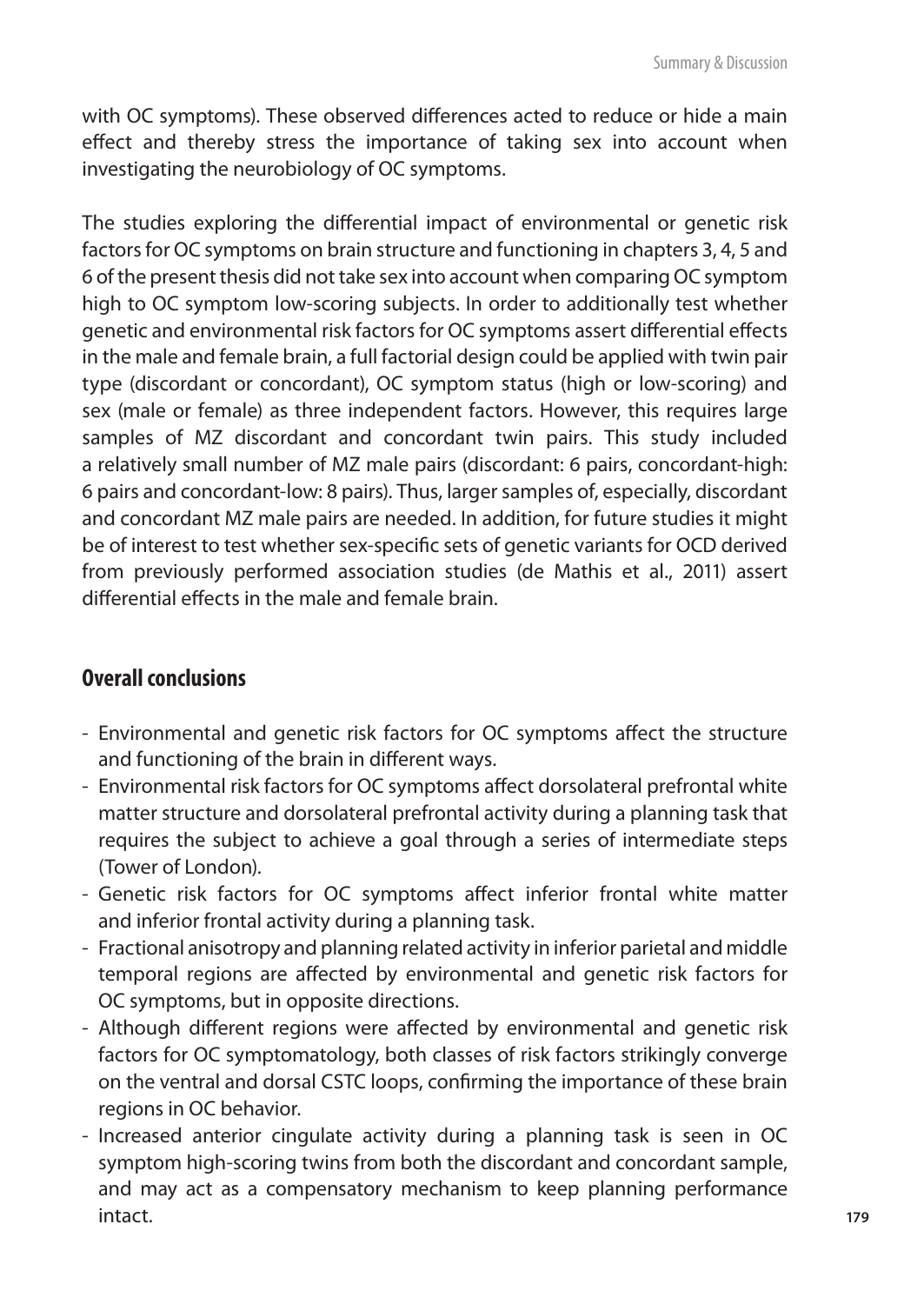with OC symptoms). These observed differences acted to reduce or hide a main effect and thereby stress the importance of taking sex into account when investigating the neurobiology of OC symptoms.

The studies exploring the differential impact of environmental or genetic risk factors for OC symptoms on brain structure and functioning in chapters 3, 4, 5 and 6 of the present thesis did not take sex into account when comparing OC symptom high to OC symptom low-scoring subjects. In order to additionally test whether genetic and environmental risk factors for OC symptoms assert differential effects in the male and female brain, a full factorial design could be applied with twin pair type (discordant or concordant), OC symptom status (high or low-scoring) and sex (male or female) as three independent factors. However, this requires large samples of MZ discordant and concordant twin pairs. This study included a relatively small number of MZ male pairs (discordant: 6 pairs, concordant-high: 6 pairs and concordant-low: 8 pairs). Thus, larger samples of, especially, discordant and concordant MZ male pairs are needed. In addition, for future studies it might be of interest to test whether sex-specific sets of genetic variants for OCD derived from previously performed association studies (de Mathis et al., 2011) assert differential effects in the male and female brain.

## Overall conclusions

- Environmental and genetic risk factors for OC symptoms affect the structure and functioning of the brain in different ways.
- Environmental risk factors for OC symptoms affect dorsolateral prefrontal white matter structure and dorsolateral prefrontal activity during a planning task that requires the subject to achieve a goal through a series of intermediate steps (Tower of London).
- Genetic risk factors for OC symptoms affect inferior frontal white matter and inferior frontal activity during a planning task.
- Fractional anisotropy and planning related activity in inferior parietal and middle temporal regions are affected by environmental and genetic risk factors for OC symptoms, but in opposite directions.
- Although different regions were affected by environmental and genetic risk factors for OC symptomatology, both classes of risk factors strikingly converge on the ventral and dorsal CSTC loops, confirming the importance of these brain regions in OC behavior.
- Increased anterior cingulate activity during a planning task is seen in OC symptom high-scoring twins from both the discordant and concordant sample, and may act as a compensatory mechanism to keep planning performance intact.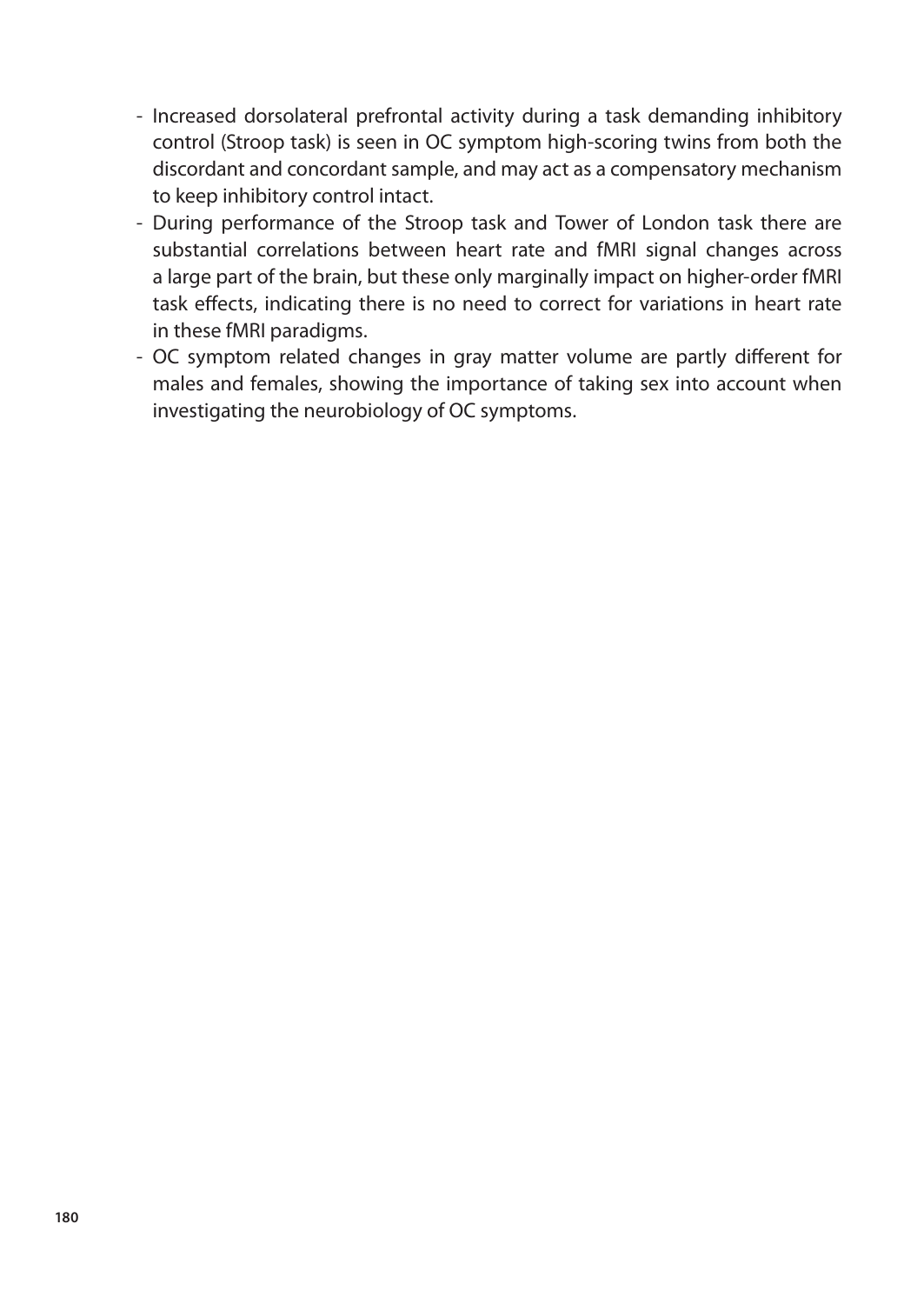- Increased dorsolateral prefrontal activity during a task demanding inhibitory control (Stroop task) is seen in OC symptom high-scoring twins from both the discordant and concordant sample, and may act as a compensatory mechanism to keep inhibitory control intact.
- During performance of the Stroop task and Tower of London task there are substantial correlations between heart rate and fMRI signal changes across a large part of the brain, but these only marginally impact on higher-order fMRI task effects, indicating there is no need to correct for variations in heart rate in these fMRI paradigms.
- OC symptom related changes in gray matter volume are partly different for males and females, showing the importance of taking sex into account when investigating the neurobiology of OC symptoms.